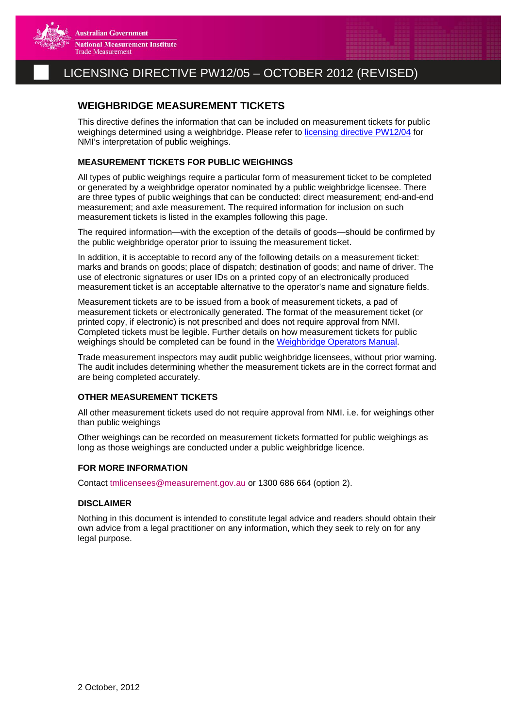Australian Government
National Measurement Institute
Trade Measurement

# LICENSING DIRECTIVE PW12/05 – OCTOBER 2012 (REVISED)

## WEIGHBRIDGE MEASUREMENT TICKETS

This directive defines the information that can be included on measurement tickets for public weighings determined using a weighbridge. Please refer to [licensing directive PW12/04] for NMI's interpretation of public weighings.

### MEASUREMENT TICKETS FOR PUBLIC WEIGHINGS

All types of public weighings require a particular form of measurement ticket to be completed or generated by a weighbridge operator nominated by a public weighbridge licensee. There are three types of public weighings that can be conducted: direct measurement; end-and-end measurement; and axle measurement. The required information for inclusion on such measurement tickets is listed in the examples following this page.

The required information—with the exception of the details of goods—should be confirmed by the public weighbridge operator prior to issuing the measurement ticket.

In addition, it is acceptable to record any of the following details on a measurement ticket: marks and brands on goods; place of dispatch; destination of goods; and name of driver. The use of electronic signatures or user IDs on a printed copy of an electronically produced measurement ticket is an acceptable alternative to the operator's name and signature fields.

Measurement tickets are to be issued from a book of measurement tickets, a pad of measurement tickets or electronically generated. The format of the measurement ticket (or printed copy, if electronic) is not prescribed and does not require approval from NMI. Completed tickets must be legible. Further details on how measurement tickets for public weighings should be completed can be found in the [Weighbridge Operators Manual].

Trade measurement inspectors may audit public weighbridge licensees, without prior warning. The audit includes determining whether the measurement tickets are in the correct format and are being completed accurately.

### OTHER MEASUREMENT TICKETS

All other measurement tickets used do not require approval from NMI. i.e. for weighings other than public weighings

Other weighings can be recorded on measurement tickets formatted for public weighings as long as those weighings are conducted under a public weighbridge licence.

### FOR MORE INFORMATION

Contact tmlicensees@measurement.gov.au or 1300 686 664 (option 2).

### DISCLAIMER

Nothing in this document is intended to constitute legal advice and readers should obtain their own advice from a legal practitioner on any information, which they seek to rely on for any legal purpose.

2 October, 2012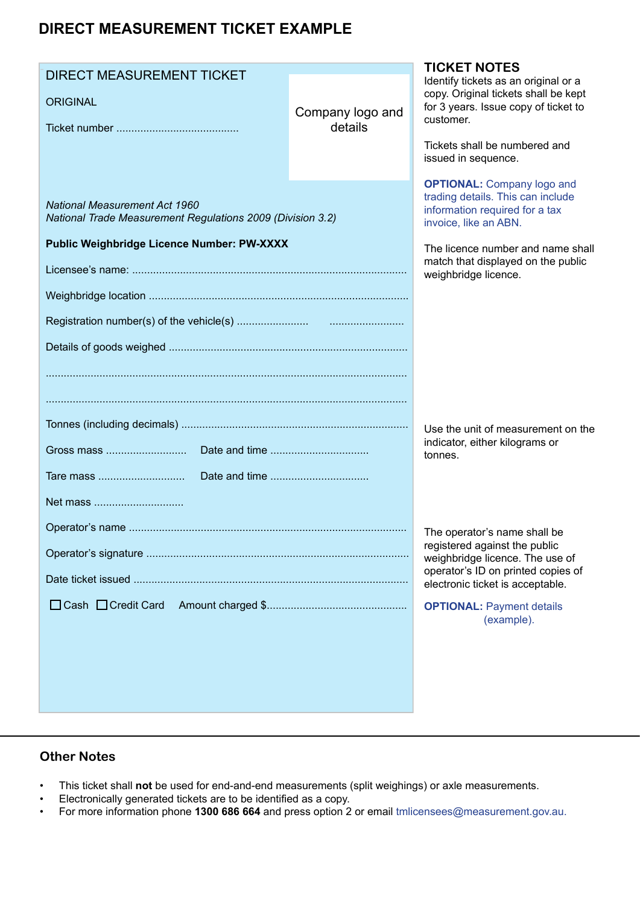# DIRECT MEASUREMENT TICKET EXAMPLE

DIRECT MEASUREMENT TICKET

ORIGINAL

Ticket number ........................................

Company logo and details

*National Measurement Act 1960*
*National Trade Measurement Regulations 2009 (Division 3.2)*

**Public Weighbridge Licence Number: PW-XXXX**

Licensee's name: ........................................................................................

Weighbridge location ....................................................................................

Registration number(s) of the vehicle(s) ....................... .........................

Details of goods weighed .............................................................................

.....................................................................................................................

.....................................................................................................................

Tonnes (including decimals) .........................................................................

Gross mass .......................... Date and time ................................

Tare mass ............................ Date and time ................................

Net mass .............................

Operator's name ..........................................................................................

Operator's signature .....................................................................................

Date ticket issued .........................................................................................

☐ Cash ☐ Credit Card Amount charged $.............................................

## TICKET NOTES

Identify tickets as an original or a copy. Original tickets shall be kept for 3 years. Issue copy of ticket to customer.

Tickets shall be numbered and issued in sequence.

**OPTIONAL:** Company logo and trading details. This can include information required for a tax invoice, like an ABN.

The licence number and name shall match that displayed on the public weighbridge licence.

Use the unit of measurement on the indicator, either kilograms or tonnes.

The operator's name shall be registered against the public weighbridge licence. The use of operator's ID on printed copies of electronic ticket is acceptable.

**OPTIONAL:** Payment details (example).

## Other Notes

- This ticket shall **not** be used for end-and-end measurements (split weighings) or axle measurements.
- Electronically generated tickets are to be identified as a copy.
- For more information phone **1300 686 664** and press option 2 or email tmlicensees@measurement.gov.au.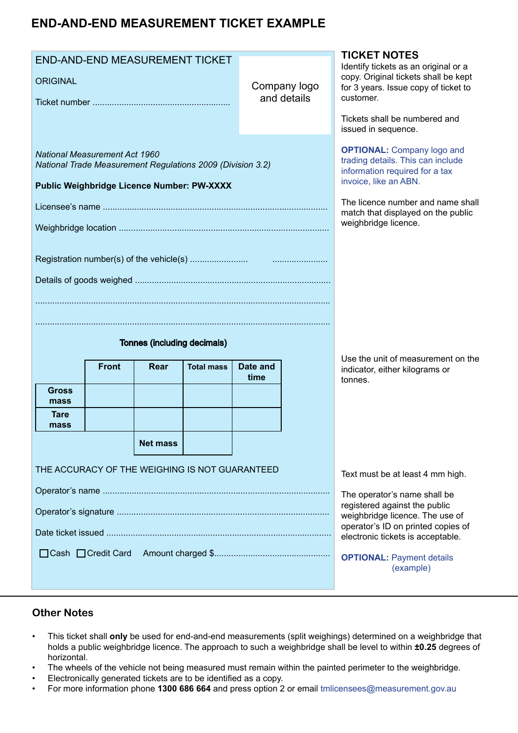# END-AND-END MEASUREMENT TICKET EXAMPLE

END-AND-END MEASUREMENT TICKET

ORIGINAL

Ticket number ........................................................

Company logo and details

*National Measurement Act 1960*
*National Trade Measurement Regulations 2009 (Division 3.2)*

**Public Weighbridge Licence Number: PW-XXXX**

Licensee's name ..........................................................................................

Weighbridge location .....................................................................................

Registration number(s) of the vehicle(s) ....................... .......................

Details of goods weighed ...............................................................................

......................................................................................................................

......................................................................................................................

**Tonnes (including decimals)**

| | Front | Rear | Total mass | Date and time |
|---|---|---|---|---|
| **Gross mass** | | | | |
| **Tare mass** | | | | |
| | | **Net mass** | | |

THE ACCURACY OF THE WEIGHING IS NOT GUARANTEED

Operator's name ...........................................................................................

Operator's signature .....................................................................................

Date ticket issued ..........................................................................................

☐Cash ☐Credit Card Amount charged $...............................................

## TICKET NOTES

Identify tickets as an original or a copy. Original tickets shall be kept for 3 years. Issue copy of ticket to customer.

Tickets shall be numbered and issued in sequence.

**OPTIONAL:** Company logo and trading details. This can include information required for a tax invoice, like an ABN.

The licence number and name shall match that displayed on the public weighbridge licence.

Use the unit of measurement on the indicator, either kilograms or tonnes.

Text must be at least 4 mm high.

The operator's name shall be registered against the public weighbridge licence. The use of operator's ID on printed copies of electronic tickets is acceptable.

**OPTIONAL:** Payment details (example)

## Other Notes

- This ticket shall **only** be used for end-and-end measurements (split weighings) determined on a weighbridge that holds a public weighbridge licence. The approach to such a weighbridge shall be level to within **±0.25** degrees of horizontal.
- The wheels of the vehicle not being measured must remain within the painted perimeter to the weighbridge.
- Electronically generated tickets are to be identified as a copy.
- For more information phone **1300 686 664** and press option 2 or email tmlicensees@measurement.gov.au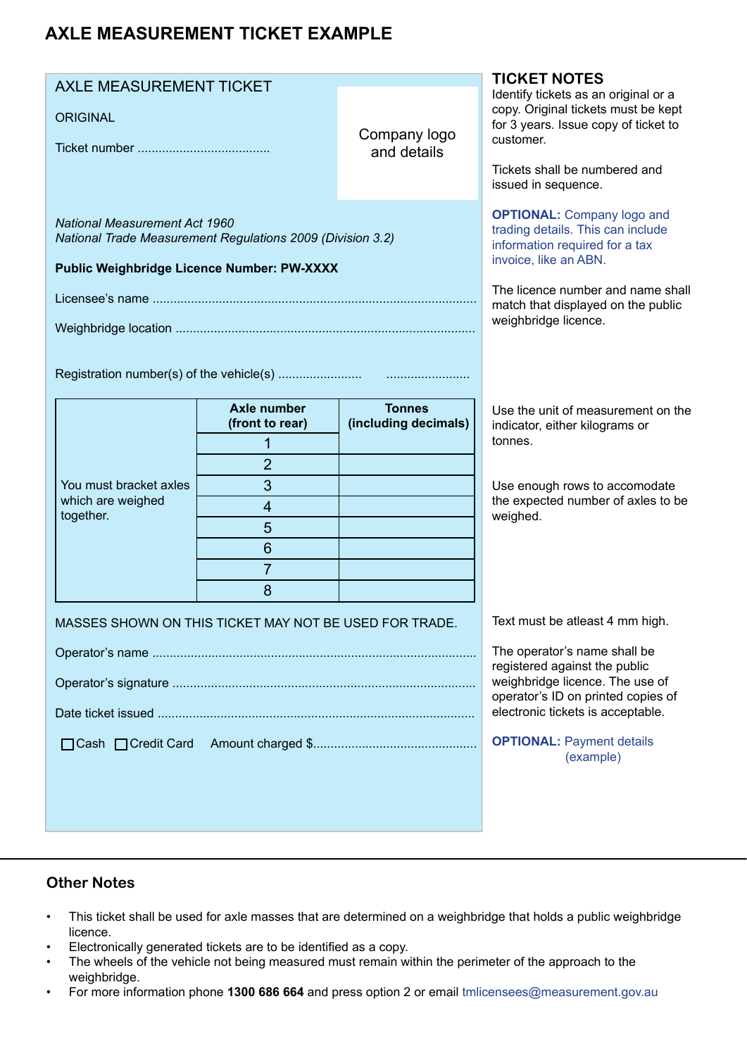# AXLE MEASUREMENT TICKET EXAMPLE

AXLE MEASUREMENT TICKET

ORIGINAL

Ticket number .....................................

Company logo and details

*National Measurement Act 1960*
*National Trade Measurement Regulations 2009 (Division 3.2)*

**Public Weighbridge Licence Number: PW-XXXX**

Licensee's name ...........................................................................................

Weighbridge location ....................................................................................

Registration number(s) of the vehicle(s) ....................... .......................

| | Axle number (front to rear) | Tonnes (including decimals) |
|---|---|---|
| You must bracket axles which are weighed together. | 1 | |
| | 2 | |
| | 3 | |
| | 4 | |
| | 5 | |
| | 6 | |
| | 7 | |
| | 8 | |

MASSES SHOWN ON THIS TICKET MAY NOT BE USED FOR TRADE.

Operator's name ...........................................................................................

Operator's signature .....................................................................................

Date ticket issued .........................................................................................

☐ Cash ☐ Credit Card Amount charged $.............................................

## TICKET NOTES

Identify tickets as an original or a copy. Original tickets must be kept for 3 years. Issue copy of ticket to customer.

Tickets shall be numbered and issued in sequence.

**OPTIONAL:** Company logo and trading details. This can include information required for a tax invoice, like an ABN.

The licence number and name shall match that displayed on the public weighbridge licence.

Use the unit of measurement on the indicator, either kilograms or tonnes.

Use enough rows to accomodate the expected number of axles to be weighed.

Text must be atleast 4 mm high.

The operator's name shall be registered against the public weighbridge licence. The use of operator's ID on printed copies of electronic tickets is acceptable.

**OPTIONAL:** Payment details (example)

## Other Notes

- This ticket shall be used for axle masses that are determined on a weighbridge that holds a public weighbridge licence.
- Electronically generated tickets are to be identified as a copy.
- The wheels of the vehicle not being measured must remain within the perimeter of the approach to the weighbridge.
- For more information phone **1300 686 664** and press option 2 or email tmlicensees@measurement.gov.au